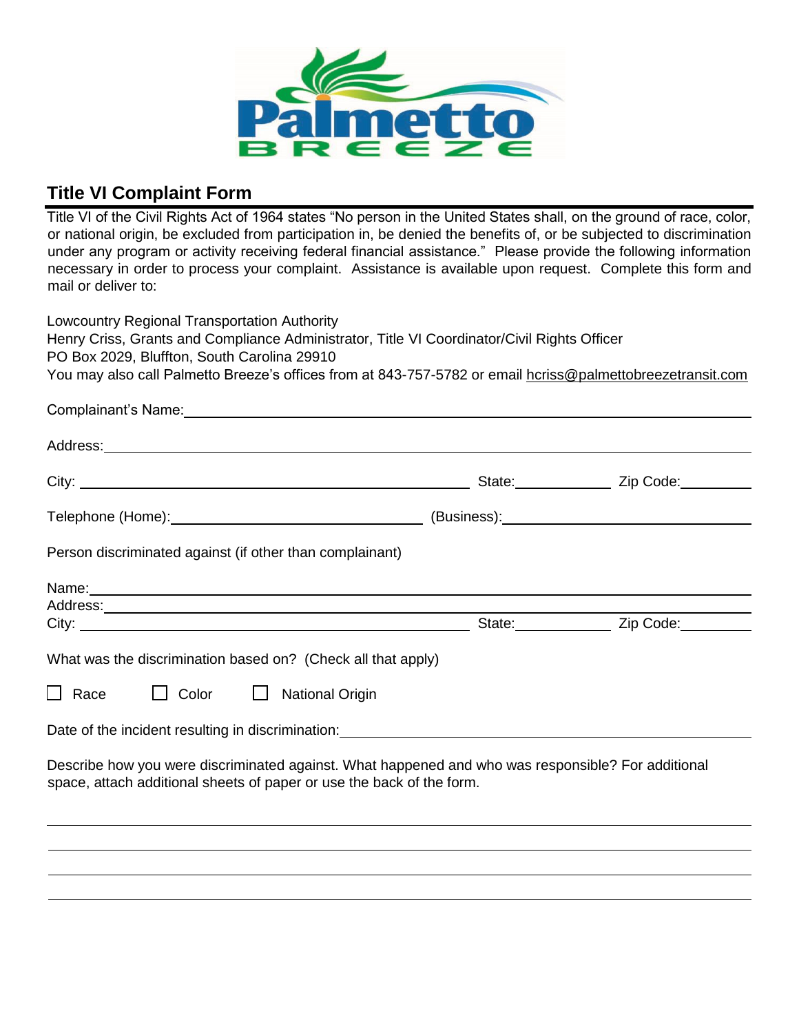## Title VI Complaint Form

Title VI of the Civil Rights Act of 1964 states "No person in the United States shall, on the ground of race, color, or national origin, be excluded from participation in, be denied the benefits of, or be subjected to discrimination under any program or activity receiving federal financial assistance." Please provide the following information necessary in order to process your complaint. Assistance is available upon request. Complete this form and mail or deliver to:

Lowcountry Regional Transportation Authority
Henry Criss, Grants and Compliance Administrator, Title VI Coordinator/Civil Rights Officer
PO Box 2029, Bluffton, South Carolina 29910
You may also call Palmetto Breeze's offices from at 843-757-5782 or email hcriss@palmettobreezetransit.com

Complainant's Name: ______________________________

Address: ______________________________

City: ______________________ State: __________ Zip Code: __________

Telephone (Home): ______________________ (Business): ______________________

Person discriminated against (if other than complainant)

Name: ______________________________
Address: ______________________________
City: ______________________ State: __________ Zip Code: __________

What was the discrimination based on? (Check all that apply)

☐ Race ☐ Color ☐ National Origin

Date of the incident resulting in discrimination: ______________________________

Describe how you were discriminated against. What happened and who was responsible? For additional space, attach additional sheets of paper or use the back of the form.

______________________________

______________________________

______________________________

______________________________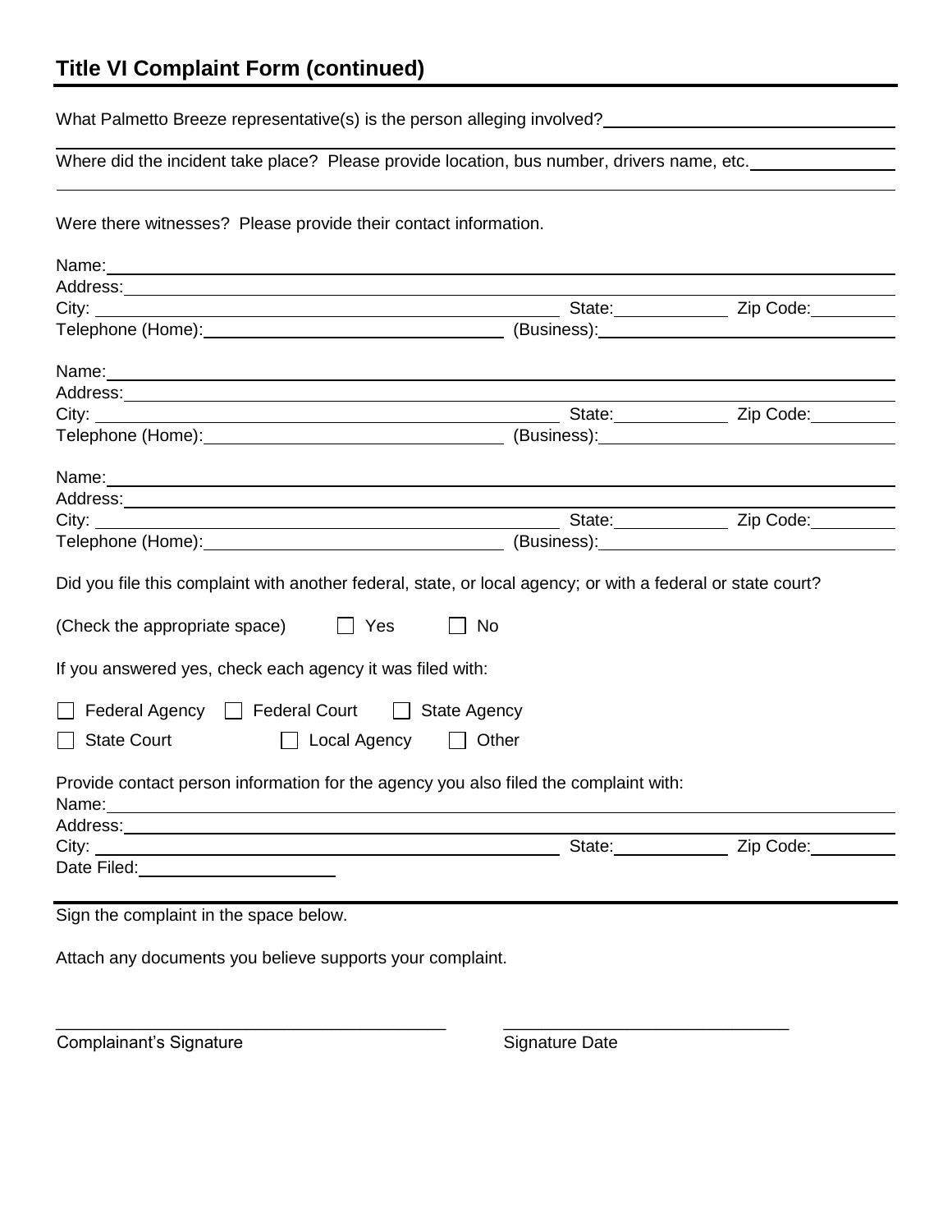## Title VI Complaint Form (continued)

What Palmetto Breeze representative(s) is the person alleging involved?\_\_\_\_\_\_\_\_\_\_\_\_\_\_\_\_\_\_\_\_\_\_\_\_\_\_\_\_\_\_

Where did the incident take place? Please provide location, bus number, drivers name, etc.\_\_\_\_\_\_\_\_\_\_\_\_\_\_\_

Were there witnesses? Please provide their contact information.

Name:\_\_\_\_\_\_\_\_\_\_\_\_\_\_\_\_\_\_\_\_\_\_\_\_\_\_\_\_\_\_\_\_\_\_\_\_\_\_\_\_\_\_\_\_\_\_\_\_

Address:\_\_\_\_\_\_\_\_\_\_\_\_\_\_\_\_\_\_\_\_\_\_\_\_\_\_\_\_\_\_\_\_\_\_\_\_\_\_\_\_\_\_\_\_\_\_

City: \_\_\_\_\_\_\_\_\_\_\_\_\_\_\_\_\_\_\_\_\_\_\_\_\_\_\_\_ State:\_\_\_\_\_\_\_\_\_\_ Zip Code:\_\_\_\_\_\_\_\_

Telephone (Home):\_\_\_\_\_\_\_\_\_\_\_\_\_\_\_\_\_\_\_\_\_\_ (Business):\_\_\_\_\_\_\_\_\_\_\_\_\_\_\_\_\_\_\_\_\_\_

Name:\_\_\_\_\_\_\_\_\_\_\_\_\_\_\_\_\_\_\_\_\_\_\_\_\_\_\_\_\_\_\_\_\_\_\_\_\_\_\_\_\_\_\_\_\_\_\_\_

Address:\_\_\_\_\_\_\_\_\_\_\_\_\_\_\_\_\_\_\_\_\_\_\_\_\_\_\_\_\_\_\_\_\_\_\_\_\_\_\_\_\_\_\_\_\_\_

City: \_\_\_\_\_\_\_\_\_\_\_\_\_\_\_\_\_\_\_\_\_\_\_\_\_\_\_\_ State:\_\_\_\_\_\_\_\_\_\_ Zip Code:\_\_\_\_\_\_\_\_

Telephone (Home):\_\_\_\_\_\_\_\_\_\_\_\_\_\_\_\_\_\_\_\_\_\_ (Business):\_\_\_\_\_\_\_\_\_\_\_\_\_\_\_\_\_\_\_\_\_\_

Name:\_\_\_\_\_\_\_\_\_\_\_\_\_\_\_\_\_\_\_\_\_\_\_\_\_\_\_\_\_\_\_\_\_\_\_\_\_\_\_\_\_\_\_\_\_\_\_\_

Address:\_\_\_\_\_\_\_\_\_\_\_\_\_\_\_\_\_\_\_\_\_\_\_\_\_\_\_\_\_\_\_\_\_\_\_\_\_\_\_\_\_\_\_\_\_\_

City: \_\_\_\_\_\_\_\_\_\_\_\_\_\_\_\_\_\_\_\_\_\_\_\_\_\_\_\_ State:\_\_\_\_\_\_\_\_\_\_ Zip Code:\_\_\_\_\_\_\_\_

Telephone (Home):\_\_\_\_\_\_\_\_\_\_\_\_\_\_\_\_\_\_\_\_\_\_ (Business):\_\_\_\_\_\_\_\_\_\_\_\_\_\_\_\_\_\_\_\_\_\_

Did you file this complaint with another federal, state, or local agency; or with a federal or state court?

(Check the appropriate space) ☐ Yes ☐ No

If you answered yes, check each agency it was filed with:

☐ Federal Agency ☐ Federal Court ☐ State Agency

☐ State Court ☐ Local Agency ☐ Other

Provide contact person information for the agency you also filed the complaint with:

Name:\_\_\_\_\_\_\_\_\_\_\_\_\_\_\_\_\_\_\_\_\_\_\_\_\_\_\_\_\_\_\_\_\_\_\_\_\_\_\_\_\_\_\_\_\_\_\_\_

Address:\_\_\_\_\_\_\_\_\_\_\_\_\_\_\_\_\_\_\_\_\_\_\_\_\_\_\_\_\_\_\_\_\_\_\_\_\_\_\_\_\_\_\_\_\_\_

City: \_\_\_\_\_\_\_\_\_\_\_\_\_\_\_\_\_\_\_\_\_\_\_\_\_\_\_\_ State:\_\_\_\_\_\_\_\_\_\_ Zip Code:\_\_\_\_\_\_\_\_

Date Filed:\_\_\_\_\_\_\_\_\_\_\_\_\_\_\_\_\_\_

Sign the complaint in the space below.

Attach any documents you believe supports your complaint.

\_\_\_\_\_\_\_\_\_\_\_\_\_\_\_\_\_\_\_\_\_\_\_\_\_\_\_\_\_\_\_\_\_\_ \_\_\_\_\_\_\_\_\_\_\_\_\_\_\_\_\_\_\_\_\_\_\_\_\_\_

Complainant's Signature Signature Date